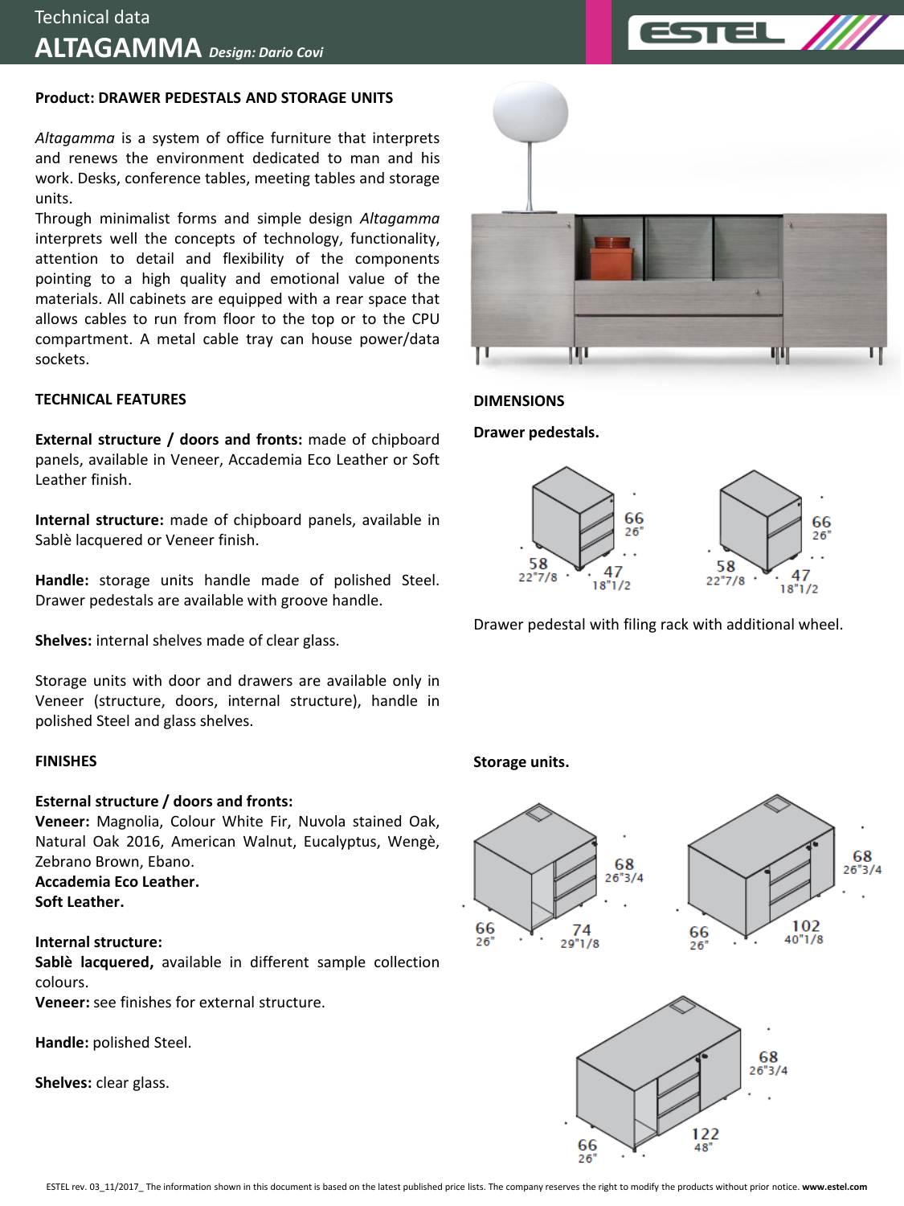Technical data

# ALTAGAMMA *Design: Dario Covi*

**Product: DRAWER PEDESTALS AND STORAGE UNITS**

*Altagamma* is a system of office furniture that interprets and renews the environment dedicated to man and his work. Desks, conference tables, meeting tables and storage units.

Through minimalist forms and simple design *Altagamma* interprets well the concepts of technology, functionality, attention to detail and flexibility of the components pointing to a high quality and emotional value of the materials. All cabinets are equipped with a rear space that allows cables to run from floor to the top or to the CPU compartment. A metal cable tray can house power/data sockets.

**TECHNICAL FEATURES**

**External structure / doors and fronts:** made of chipboard panels, available in Veneer, Accademia Eco Leather or Soft Leather finish.

**Internal structure:** made of chipboard panels, available in Sablè lacquered or Veneer finish.

**Handle:** storage units handle made of polished Steel. Drawer pedestals are available with groove handle.

**Shelves:** internal shelves made of clear glass.

Storage units with door and drawers are available only in Veneer (structure, doors, internal structure), handle in polished Steel and glass shelves.

**FINISHES**

**Esternal structure / doors and fronts:**
**Veneer:** Magnolia, Colour White Fir, Nuvola stained Oak, Natural Oak 2016, American Walnut, Eucalyptus, Wengè, Zebrano Brown, Ebano.
**Accademia Eco Leather.**
**Soft Leather.**

**Internal structure:**
**Sablè lacquered,** available in different sample collection colours.
**Veneer:** see finishes for external structure.

**Handle:** polished Steel.

**Shelves:** clear glass.

**DIMENSIONS**

**Drawer pedestals.**

58 (22"7/8) × 47 (18"1/2) × 66 (26")

58 (22"7/8) × 47 (18"1/2) × 66 (26")

Drawer pedestal with filing rack with additional wheel.

**Storage units.**

66 (26") × 74 (29"1/8) × 68 (26"3/4)

66 (26") × 102 (40"1/8) × 68 (26"3/4)

66 (26") × 122 (48") × 68 (26"3/4)

ESTEL rev. 03_11/2017_ The information shown in this document is based on the latest published price lists. The company reserves the right to modify the products without prior notice. **www.estel.com**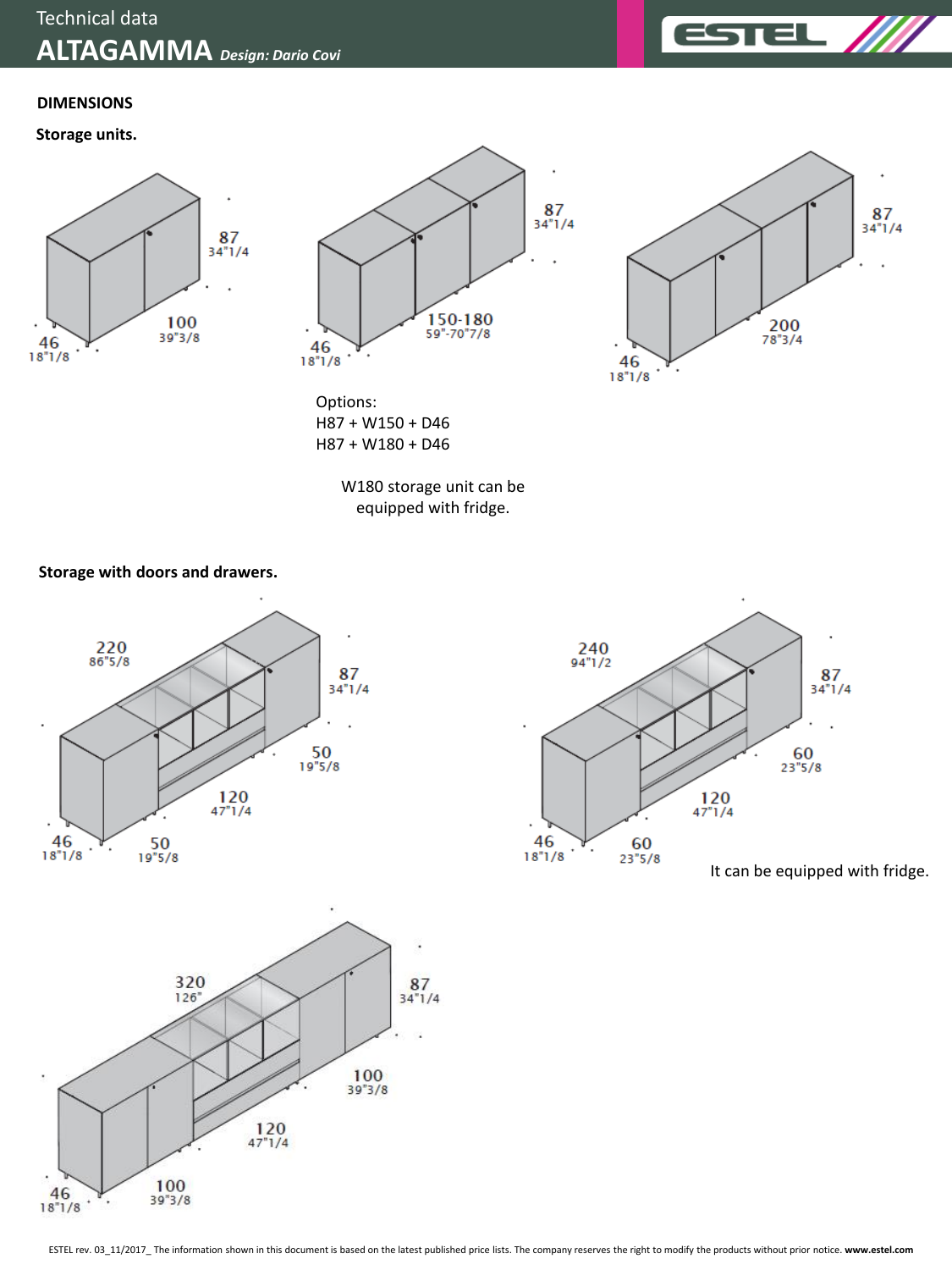Technical data

# ALTAGAMMA *Design: Dario Covi*

ESTEL

## DIMENSIONS

### Storage units.

87
34"1/4
100
39"3/8
46
18"1/8

87
34"1/4
150-180
59"-70"7/8
46
18"1/8

87
34"1/4
200
78"3/4
46
18"1/8

Options:
H87 + W150 + D46
H87 + W180 + D46

W180 storage unit can be equipped with fridge.

### Storage with doors and drawers.

220
86"5/8
87
34"1/4
50
19"5/8
120
47"1/4
46
18"1/8
50
19"5/8

240
94"1/2
87
34"1/4
60
23"5/8
120
47"1/4
46
18"1/8
60
23"5/8

It can be equipped with fridge.

320
126"
87
34"1/4
100
39"3/8
120
47"1/4
46
18"1/8
100
39"3/8

ESTEL rev. 03_11/2017_ The information shown in this document is based on the latest published price lists. The company reserves the right to modify the products without prior notice. **www.estel.com**